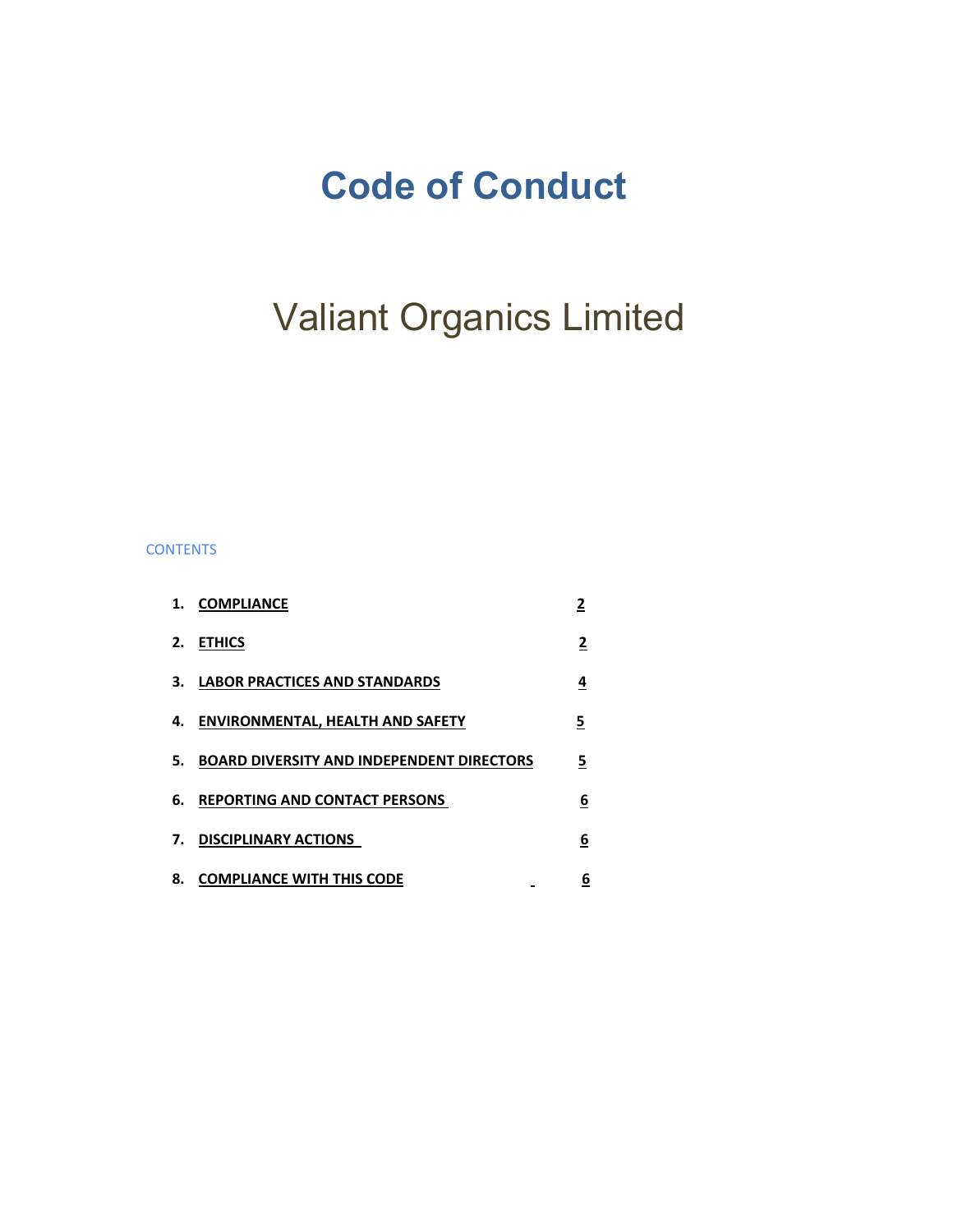# Code of Conduct

## Valiant Organics Limited

CONTENTS

| | | |
|---|---|---|
| 1. | **COMPLIANCE** | **2** |
| 2. | **ETHICS** | **2** |
| 3. | **LABOR PRACTICES AND STANDARDS** | **4** |
| 4. | **ENVIRONMENTAL, HEALTH AND SAFETY** | **5** |
| 5. | **BOARD DIVERSITY AND INDEPENDENT DIRECTORS** | **5** |
| 6. | **REPORTING AND CONTACT PERSONS** | **6** |
| 7. | **DISCIPLINARY ACTIONS** | **6** |
| 8. | **COMPLIANCE WITH THIS CODE** | **6** |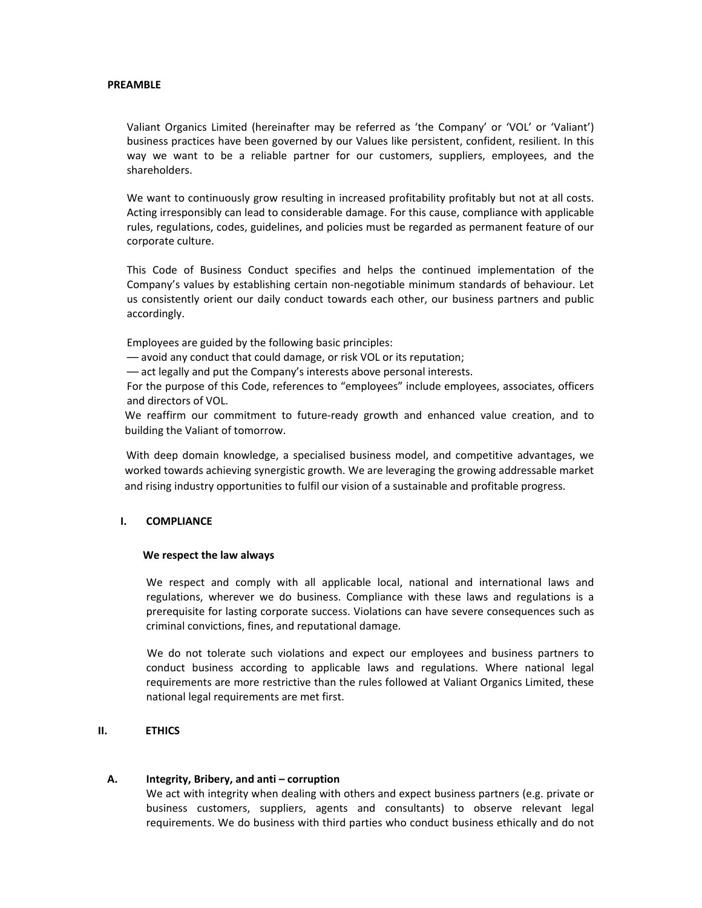## PREAMBLE

Valiant Organics Limited (hereinafter may be referred as 'the Company' or 'VOL' or 'Valiant') business practices have been governed by our Values like persistent, confident, resilient. In this way we want to be a reliable partner for our customers, suppliers, employees, and the shareholders.

We want to continuously grow resulting in increased profitability profitably but not at all costs. Acting irresponsibly can lead to considerable damage. For this cause, compliance with applicable rules, regulations, codes, guidelines, and policies must be regarded as permanent feature of our corporate culture.

This Code of Business Conduct specifies and helps the continued implementation of the Company's values by establishing certain non-negotiable minimum standards of behaviour. Let us consistently orient our daily conduct towards each other, our business partners and public accordingly.

Employees are guided by the following basic principles:

— avoid any conduct that could damage, or risk VOL or its reputation;

— act legally and put the Company's interests above personal interests.

For the purpose of this Code, references to "employees" include employees, associates, officers and directors of VOL.

We reaffirm our commitment to future-ready growth and enhanced value creation, and to building the Valiant of tomorrow.

With deep domain knowledge, a specialised business model, and competitive advantages, we worked towards achieving synergistic growth. We are leveraging the growing addressable market and rising industry opportunities to fulfil our vision of a sustainable and profitable progress.

## I. COMPLIANCE

**We respect the law always**

We respect and comply with all applicable local, national and international laws and regulations, wherever we do business. Compliance with these laws and regulations is a prerequisite for lasting corporate success. Violations can have severe consequences such as criminal convictions, fines, and reputational damage.

We do not tolerate such violations and expect our employees and business partners to conduct business according to applicable laws and regulations. Where national legal requirements are more restrictive than the rules followed at Valiant Organics Limited, these national legal requirements are met first.

## II. ETHICS

### A. Integrity, Bribery, and anti – corruption

We act with integrity when dealing with others and expect business partners (e.g. private or business customers, suppliers, agents and consultants) to observe relevant legal requirements. We do business with third parties who conduct business ethically and do not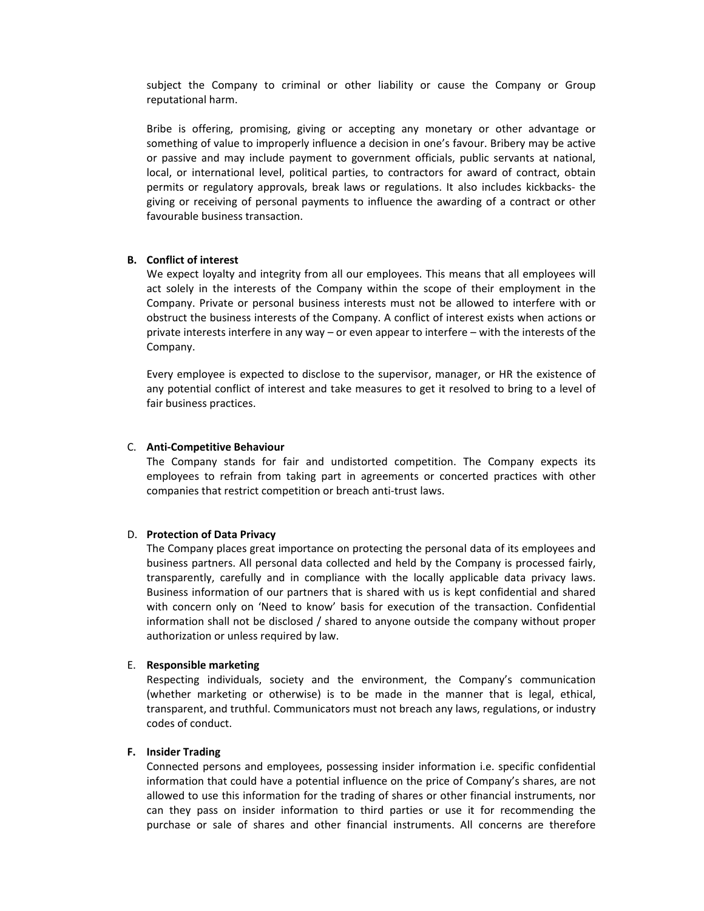subject the Company to criminal or other liability or cause the Company or Group reputational harm.

Bribe is offering, promising, giving or accepting any monetary or other advantage or something of value to improperly influence a decision in one's favour. Bribery may be active or passive and may include payment to government officials, public servants at national, local, or international level, political parties, to contractors for award of contract, obtain permits or regulatory approvals, break laws or regulations. It also includes kickbacks- the giving or receiving of personal payments to influence the awarding of a contract or other favourable business transaction.

**B. Conflict of interest**

We expect loyalty and integrity from all our employees. This means that all employees will act solely in the interests of the Company within the scope of their employment in the Company. Private or personal business interests must not be allowed to interfere with or obstruct the business interests of the Company. A conflict of interest exists when actions or private interests interfere in any way – or even appear to interfere – with the interests of the Company.

Every employee is expected to disclose to the supervisor, manager, or HR the existence of any potential conflict of interest and take measures to get it resolved to bring to a level of fair business practices.

C. **Anti-Competitive Behaviour**

The Company stands for fair and undistorted competition. The Company expects its employees to refrain from taking part in agreements or concerted practices with other companies that restrict competition or breach anti-trust laws.

D. **Protection of Data Privacy**

The Company places great importance on protecting the personal data of its employees and business partners. All personal data collected and held by the Company is processed fairly, transparently, carefully and in compliance with the locally applicable data privacy laws. Business information of our partners that is shared with us is kept confidential and shared with concern only on 'Need to know' basis for execution of the transaction. Confidential information shall not be disclosed / shared to anyone outside the company without proper authorization or unless required by law.

E. **Responsible marketing**

Respecting individuals, society and the environment, the Company's communication (whether marketing or otherwise) is to be made in the manner that is legal, ethical, transparent, and truthful. Communicators must not breach any laws, regulations, or industry codes of conduct.

**F. Insider Trading**

Connected persons and employees, possessing insider information i.e. specific confidential information that could have a potential influence on the price of Company's shares, are not allowed to use this information for the trading of shares or other financial instruments, nor can they pass on insider information to third parties or use it for recommending the purchase or sale of shares and other financial instruments. All concerns are therefore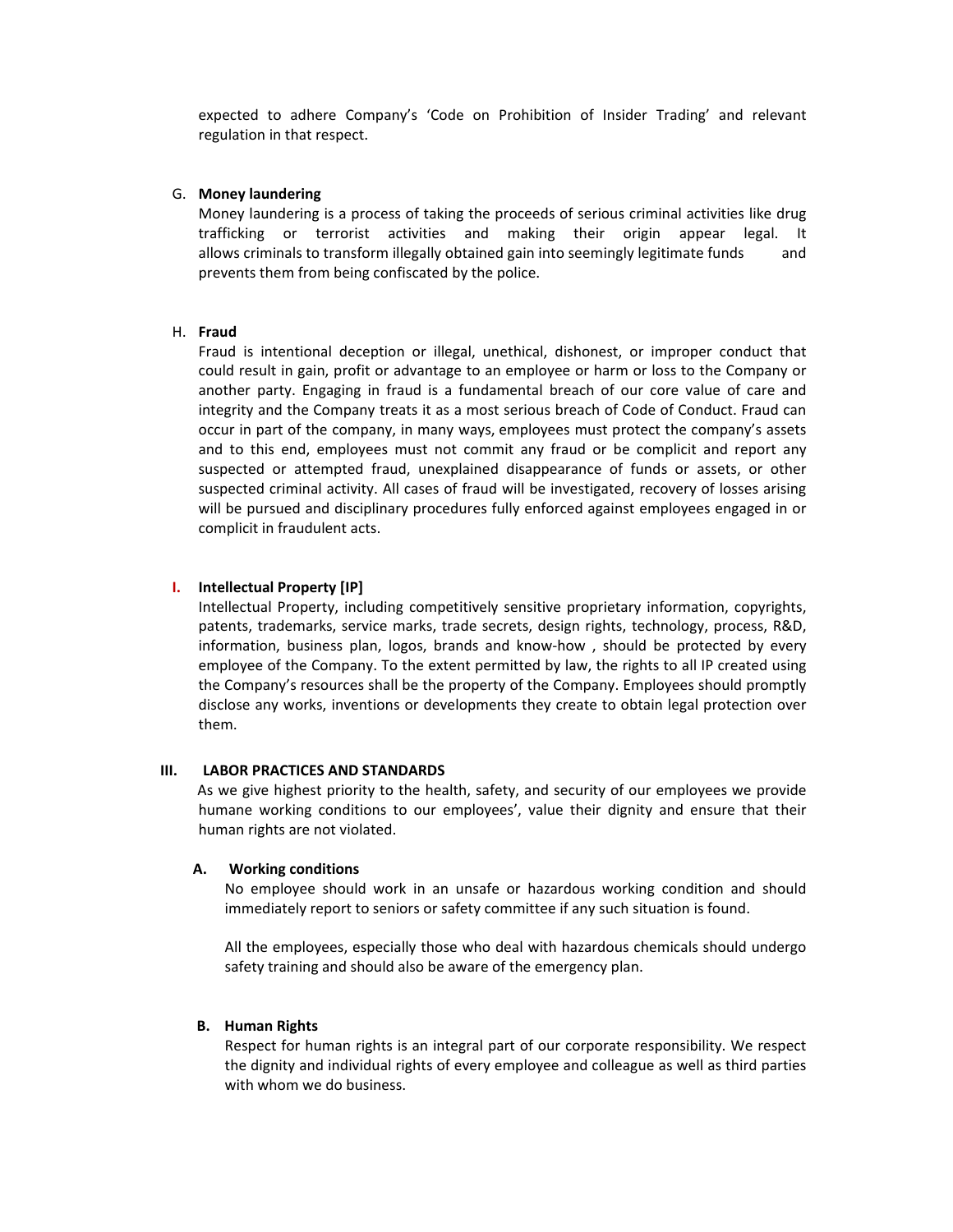expected to adhere Company's 'Code on Prohibition of Insider Trading' and relevant regulation in that respect.

G. **Money laundering**

Money laundering is a process of taking the proceeds of serious criminal activities like drug trafficking or terrorist activities and making their origin appear legal. It allows criminals to transform illegally obtained gain into seemingly legitimate funds and prevents them from being confiscated by the police.

H. **Fraud**

Fraud is intentional deception or illegal, unethical, dishonest, or improper conduct that could result in gain, profit or advantage to an employee or harm or loss to the Company or another party. Engaging in fraud is a fundamental breach of our core value of care and integrity and the Company treats it as a most serious breach of Code of Conduct. Fraud can occur in part of the company, in many ways, employees must protect the company's assets and to this end, employees must not commit any fraud or be complicit and report any suspected or attempted fraud, unexplained disappearance of funds or assets, or other suspected criminal activity. All cases of fraud will be investigated, recovery of losses arising will be pursued and disciplinary procedures fully enforced against employees engaged in or complicit in fraudulent acts.

I. **Intellectual Property [IP]**

Intellectual Property, including competitively sensitive proprietary information, copyrights, patents, trademarks, service marks, trade secrets, design rights, technology, process, R&D, information, business plan, logos, brands and know-how , should be protected by every employee of the Company. To the extent permitted by law, the rights to all IP created using the Company's resources shall be the property of the Company. Employees should promptly disclose any works, inventions or developments they create to obtain legal protection over them.

## III. LABOR PRACTICES AND STANDARDS

As we give highest priority to the health, safety, and security of our employees we provide humane working conditions to our employees', value their dignity and ensure that their human rights are not violated.

### A. Working conditions

No employee should work in an unsafe or hazardous working condition and should immediately report to seniors or safety committee if any such situation is found.

All the employees, especially those who deal with hazardous chemicals should undergo safety training and should also be aware of the emergency plan.

### B. Human Rights

Respect for human rights is an integral part of our corporate responsibility. We respect the dignity and individual rights of every employee and colleague as well as third parties with whom we do business.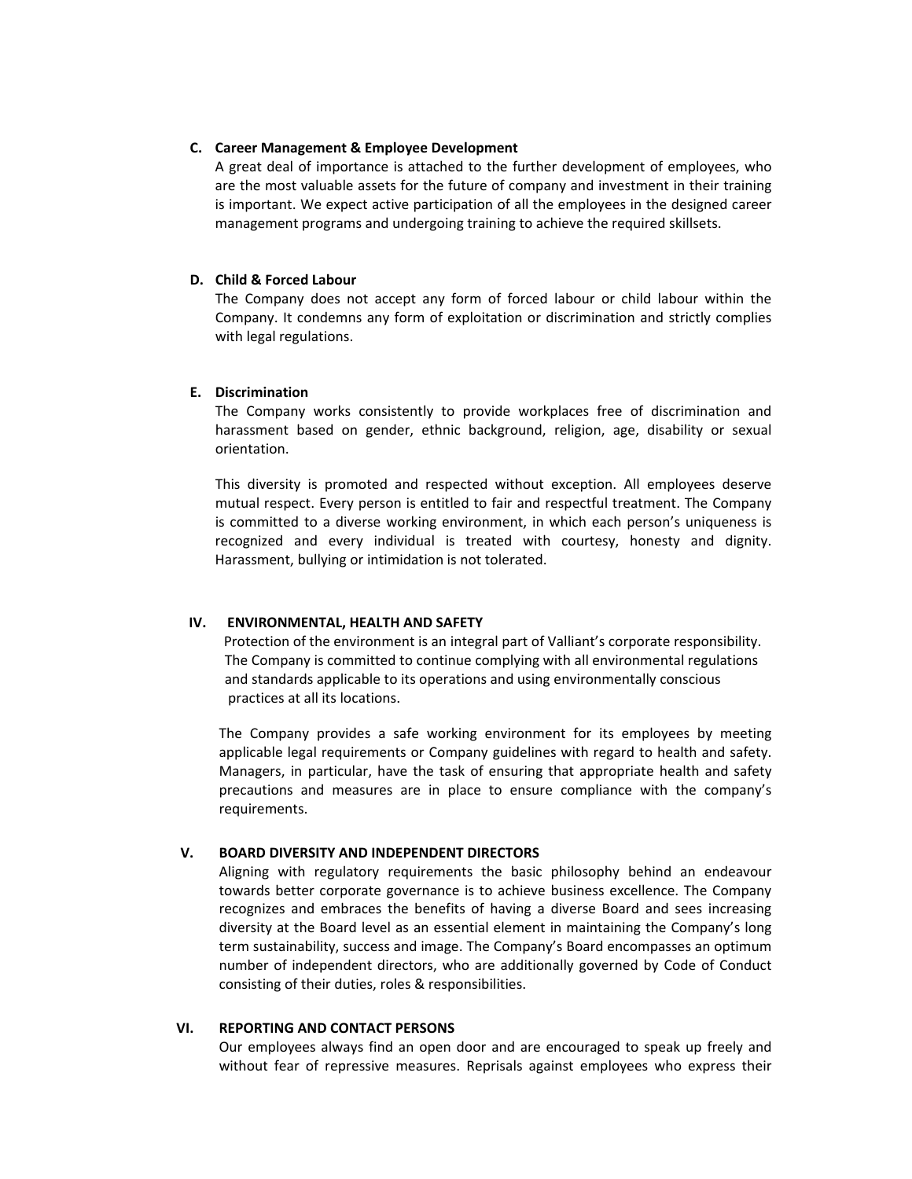### C. Career Management & Employee Development

A great deal of importance is attached to the further development of employees, who are the most valuable assets for the future of company and investment in their training is important. We expect active participation of all the employees in the designed career management programs and undergoing training to achieve the required skillsets.

### D. Child & Forced Labour

The Company does not accept any form of forced labour or child labour within the Company. It condemns any form of exploitation or discrimination and strictly complies with legal regulations.

### E. Discrimination

The Company works consistently to provide workplaces free of discrimination and harassment based on gender, ethnic background, religion, age, disability or sexual orientation.

This diversity is promoted and respected without exception. All employees deserve mutual respect. Every person is entitled to fair and respectful treatment. The Company is committed to a diverse working environment, in which each person's uniqueness is recognized and every individual is treated with courtesy, honesty and dignity. Harassment, bullying or intimidation is not tolerated.

## IV. ENVIRONMENTAL, HEALTH AND SAFETY

Protection of the environment is an integral part of Valliant's corporate responsibility. The Company is committed to continue complying with all environmental regulations and standards applicable to its operations and using environmentally conscious practices at all its locations.

The Company provides a safe working environment for its employees by meeting applicable legal requirements or Company guidelines with regard to health and safety. Managers, in particular, have the task of ensuring that appropriate health and safety precautions and measures are in place to ensure compliance with the company's requirements.

## V. BOARD DIVERSITY AND INDEPENDENT DIRECTORS

Aligning with regulatory requirements the basic philosophy behind an endeavour towards better corporate governance is to achieve business excellence. The Company recognizes and embraces the benefits of having a diverse Board and sees increasing diversity at the Board level as an essential element in maintaining the Company's long term sustainability, success and image. The Company's Board encompasses an optimum number of independent directors, who are additionally governed by Code of Conduct consisting of their duties, roles & responsibilities.

## VI. REPORTING AND CONTACT PERSONS

Our employees always find an open door and are encouraged to speak up freely and without fear of repressive measures. Reprisals against employees who express their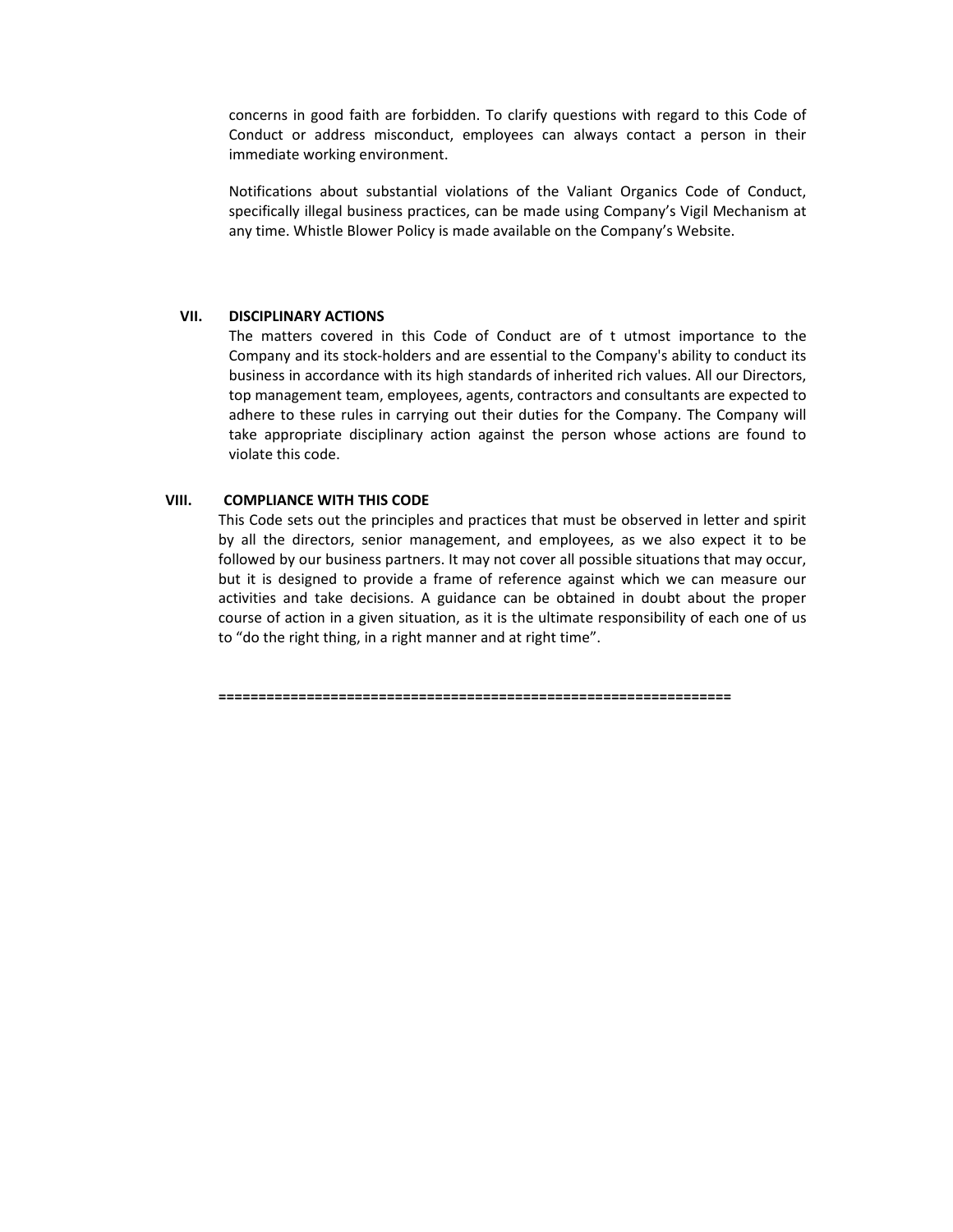concerns in good faith are forbidden. To clarify questions with regard to this Code of Conduct or address misconduct, employees can always contact a person in their immediate working environment.

Notifications about substantial violations of the Valiant Organics Code of Conduct, specifically illegal business practices, can be made using Company's Vigil Mechanism at any time. Whistle Blower Policy is made available on the Company's Website.

## VII. DISCIPLINARY ACTIONS

The matters covered in this Code of Conduct are of t utmost importance to the Company and its stock-holders and are essential to the Company's ability to conduct its business in accordance with its high standards of inherited rich values. All our Directors, top management team, employees, agents, contractors and consultants are expected to adhere to these rules in carrying out their duties for the Company. The Company will take appropriate disciplinary action against the person whose actions are found to violate this code.

## VIII. COMPLIANCE WITH THIS CODE

This Code sets out the principles and practices that must be observed in letter and spirit by all the directors, senior management, and employees, as we also expect it to be followed by our business partners. It may not cover all possible situations that may occur, but it is designed to provide a frame of reference against which we can measure our activities and take decisions. A guidance can be obtained in doubt about the proper course of action in a given situation, as it is the ultimate responsibility of each one of us to "do the right thing, in a right manner and at right time".

================================================================